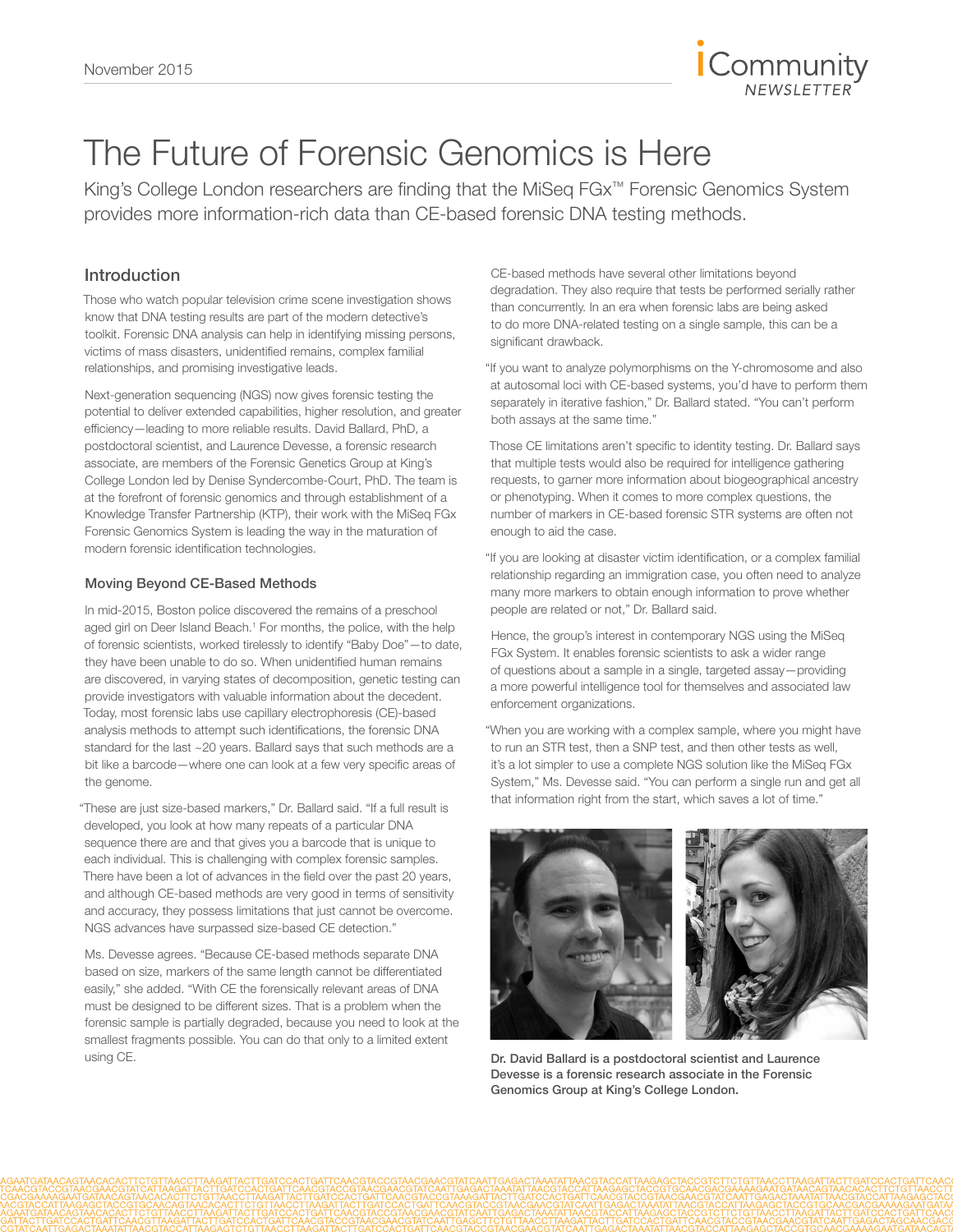# The Future of Forensic Genomics is Here

King's College London researchers are finding that the MiSeq FGx™ Forensic Genomics System provides more information-rich data than CE-based forensic DNA testing methods.

## Introduction

Those who watch popular television crime scene investigation shows know that DNA testing results are part of the modern detective's toolkit. Forensic DNA analysis can help in identifying missing persons, victims of mass disasters, unidentified remains, complex familial relationships, and promising investigative leads.

Next-generation sequencing (NGS) now gives forensic testing the potential to deliver extended capabilities, higher resolution, and greater efficiency—leading to more reliable results. David Ballard, PhD, a postdoctoral scientist, and Laurence Devesse, a forensic research associate, are members of the Forensic Genetics Group at King's College London led by Denise Syndercombe-Court, PhD. The team is at the forefront of forensic genomics and through establishment of a Knowledge Transfer Partnership (KTP), their work with the MiSeq FGx Forensic Genomics System is leading the way in the maturation of modern forensic identification technologies.

### Moving Beyond CE-Based Methods

In mid-2015, Boston police discovered the remains of a preschool aged girl on Deer Island Beach.[1] For months, the police, with the help of forensic scientists, worked tirelessly to identify "Baby Doe"—to date, they have been unable to do so. When unidentified human remains are discovered, in varying states of decomposition, genetic testing can provide investigators with valuable information about the decedent. Today, most forensic labs use capillary electrophoresis (CE)-based analysis methods to attempt such identifications, the forensic DNA standard for the last ~20 years. Ballard says that such methods are a bit like a barcode—where one can look at a few very specific areas of the genome.

"These are just size-based markers," Dr. Ballard said. "If a full result is developed, you look at how many repeats of a particular DNA sequence there are and that gives you a barcode that is unique to each individual. This is challenging with complex forensic samples. There have been a lot of advances in the field over the past 20 years, and although CE-based methods are very good in terms of sensitivity and accuracy, they possess limitations that just cannot be overcome. NGS advances have surpassed size-based CE detection."

Ms. Devesse agrees. "Because CE-based methods separate DNA based on size, markers of the same length cannot be differentiated easily," she added. "With CE the forensically relevant areas of DNA must be designed to be different sizes. That is a problem when the forensic sample is partially degraded, because you need to look at the smallest fragments possible. You can do that only to a limited extent using CE.

CE-based methods have several other limitations beyond degradation. They also require that tests be performed serially rather than concurrently. In an era when forensic labs are being asked to do more DNA-related testing on a single sample, this can be a significant drawback.

"If you want to analyze polymorphisms on the Y-chromosome and also at autosomal loci with CE-based systems, you'd have to perform them separately in iterative fashion," Dr. Ballard stated. "You can't perform both assays at the same time."

Those CE limitations aren't specific to identity testing. Dr. Ballard says that multiple tests would also be required for intelligence gathering requests, to garner more information about biogeographical ancestry or phenotyping. When it comes to more complex questions, the number of markers in CE-based forensic STR systems are often not enough to aid the case.

"If you are looking at disaster victim identification, or a complex familial relationship regarding an immigration case, you often need to analyze many more markers to obtain enough information to prove whether people are related or not," Dr. Ballard said.

Hence, the group's interest in contemporary NGS using the MiSeq FGx System. It enables forensic scientists to ask a wider range of questions about a sample in a single, targeted assay—providing a more powerful intelligence tool for themselves and associated law enforcement organizations.

"When you are working with a complex sample, where you might have to run an STR test, then a SNP test, and then other tests as well, it's a lot simpler to use a complete NGS solution like the MiSeq FGx System," Ms. Devesse said. "You can perform a single run and get all that information right from the start, which saves a lot of time."

**Dr. David Ballard is a postdoctoral scientist and Laurence Devesse is a forensic research associate in the Forensic Genomics Group at King's College London.**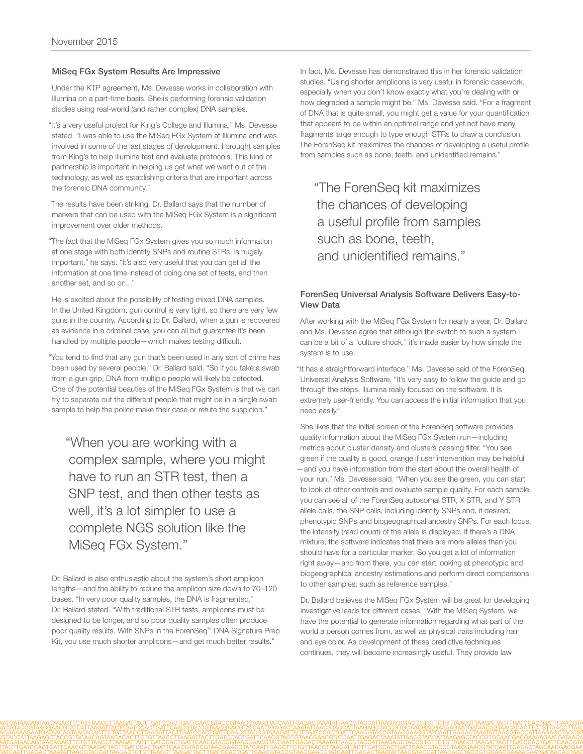## MiSeq FGx System Results Are Impressive

Under the KTP agreement, Ms. Devesse works in collaboration with Illumina on a part-time basis. She is performing forensic validation studies using real-world (and rather complex) DNA samples.

"It's a very useful project for King's College and Illumina," Ms. Devesse stated. "I was able to use the MiSeq FGx System at Illumina and was involved in some of the last stages of development. I brought samples from King's to help Illumina test and evaluate protocols. This kind of partnership is important in helping us get what we want out of the technology, as well as establishing criteria that are important across the forensic DNA community."

The results have been striking. Dr. Ballard says that the number of markers that can be used with the MiSeq FGx System is a significant improvement over older methods.

"The fact that the MiSeq FGx System gives you so much information at one stage with both identity SNPs and routine STRs, is hugely important," he says. "It's also very useful that you can get all the information at one time instead of doing one set of tests, and then another set, and so on..."

He is excited about the possibility of testing mixed DNA samples. In the United Kingdom, gun control is very tight, so there are very few guns in the country. According to Dr. Ballard, when a gun is recovered as evidence in a criminal case, you can all but guarantee it's been handled by multiple people—which makes testing difficult.

"You tend to find that any gun that's been used in any sort of crime has been used by several people," Dr. Ballard said. "So if you take a swab from a gun grip, DNA from multiple people will likely be detected. One of the potential beauties of the MiSeq FGx System is that we can try to separate out the different people that might be in a single swab sample to help the police make their case or refute the suspicion."

> "When you are working with a complex sample, where you might have to run an STR test, then a SNP test, and then other tests as well, it's a lot simpler to use a complete NGS solution like the MiSeq FGx System."

Dr. Ballard is also enthusiastic about the system's short amplicon lengths—and the ability to reduce the amplicon size down to 70–120 bases. "In very poor quality samples, the DNA is fragmented," Dr. Ballard stated. "With traditional STR tests, amplicons must be designed to be longer, and so poor quality samples often produce poor quality results. With SNPs in the ForenSeq™ DNA Signature Prep Kit, you use much shorter amplicons—and get much better results."

In fact, Ms. Devesse has demonstrated this in her forensic validation studies. "Using shorter amplicons is very useful in forensic casework, especially when you don't know exactly what you're dealing with or how degraded a sample might be," Ms. Devesse said. "For a fragment of DNA that is quite small, you might get a value for your quantification that appears to be within an optimal range and yet not have many fragments large enough to type enough STRs to draw a conclusion. The ForenSeq kit maximizes the chances of developing a useful profile from samples such as bone, teeth, and unidentified remains."

> "The ForenSeq kit maximizes the chances of developing a useful profile from samples such as bone, teeth, and unidentified remains."

## ForenSeq Universal Analysis Software Delivers Easy-to-View Data

After working with the MiSeq FGx System for nearly a year, Dr. Ballard and Ms. Devesse agree that although the switch to such a system can be a bit of a "culture shock," it's made easier by how simple the system is to use.

"It has a straightforward interface," Ms. Devesse said of the ForenSeq Universal Analysis Software. "It's very easy to follow the guide and go through the steps. Illumina really focused on the software. It is extremely user-friendly. You can access the initial information that you need easily."

She likes that the initial screen of the ForenSeq software provides quality information about the MiSeq FGx System run—including metrics about cluster density and clusters passing filter. "You see green if the quality is good, orange if user intervention may be helpful—and you have information from the start about the overall health of your run," Ms. Devesse said. "When you see the green, you can start to look at other controls and evaluate sample quality. For each sample, you can see all of the ForenSeq autosomal STR, X STR, and Y STR allele calls, the SNP calls, including identity SNPs and, if desired, phenotypic SNPs and biogeographical ancestry SNPs. For each locus, the intensity (read count) of the allele is displayed. If there's a DNA mixture, the software indicates that there are more alleles than you should have for a particular marker. So you get a lot of information right away—and from there, you can start looking at phenotypic and biogeographical ancestry estimations and perform direct comparisons to other samples, such as reference samples."

Dr. Ballard believes the MiSeq FGx System will be great for developing investigative leads for different cases. "With the MiSeq System, we have the potential to generate information regarding what part of the world a person comes from, as well as physical traits including hair and eye color. As development of these predictive techniques continues, they will become increasingly useful. They provide law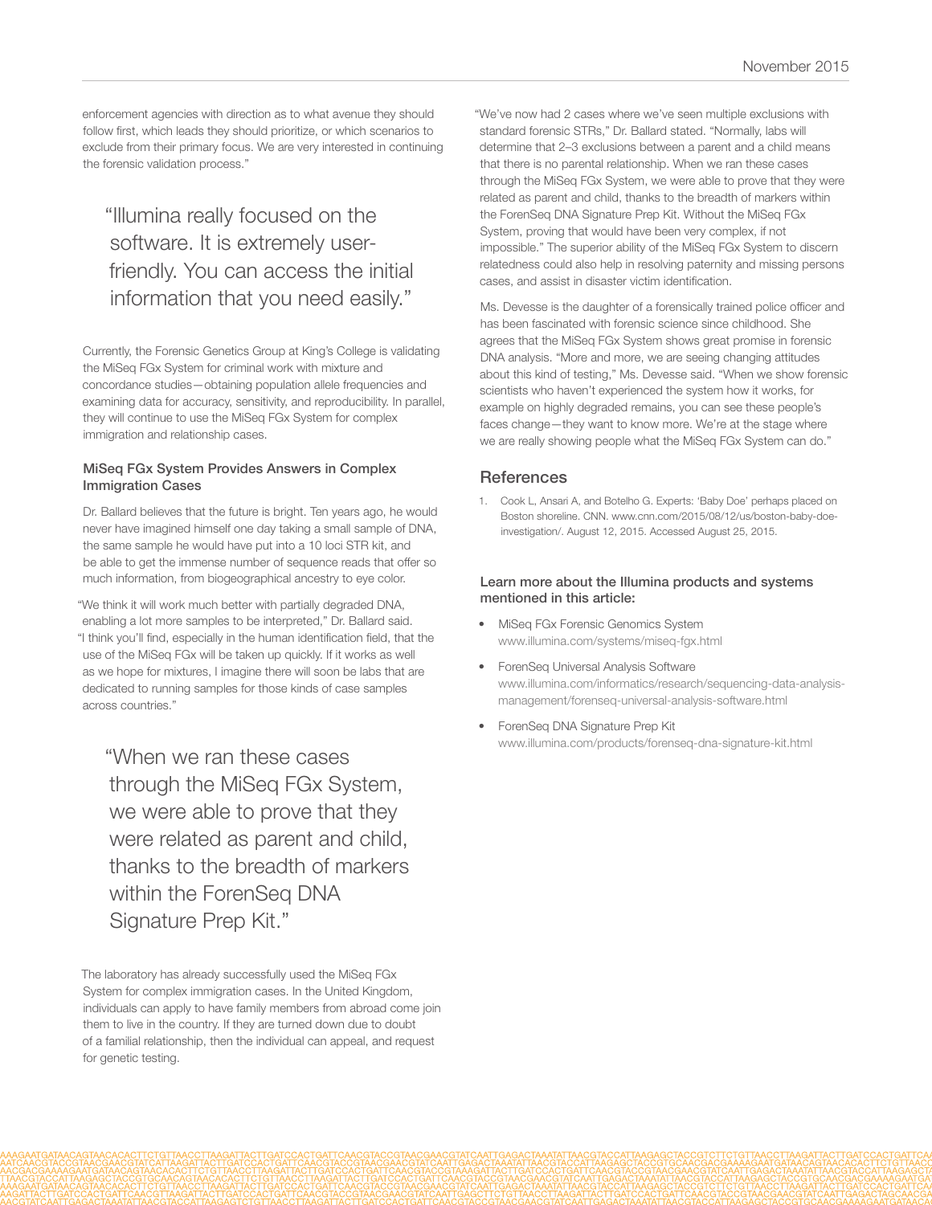enforcement agencies with direction as to what avenue they should follow first, which leads they should prioritize, or which scenarios to exclude from their primary focus. We are very interested in continuing the forensic validation process."

> "Illumina really focused on the software. It is extremely user-friendly. You can access the initial information that you need easily."

Currently, the Forensic Genetics Group at King's College is validating the MiSeq FGx System for criminal work with mixture and concordance studies—obtaining population allele frequencies and examining data for accuracy, sensitivity, and reproducibility. In parallel, they will continue to use the MiSeq FGx System for complex immigration and relationship cases.

### MiSeq FGx System Provides Answers in Complex Immigration Cases

Dr. Ballard believes that the future is bright. Ten years ago, he would never have imagined himself one day taking a small sample of DNA, the same sample he would have put into a 10 loci STR kit, and be able to get the immense number of sequence reads that offer so much information, from biogeographical ancestry to eye color.

"We think it will work much better with partially degraded DNA, enabling a lot more samples to be interpreted," Dr. Ballard said. "I think you'll find, especially in the human identification field, that the use of the MiSeq FGx will be taken up quickly. If it works as well as we hope for mixtures, I imagine there will soon be labs that are dedicated to running samples for those kinds of case samples across countries."

> "When we ran these cases through the MiSeq FGx System, we were able to prove that they were related as parent and child, thanks to the breadth of markers within the ForenSeq DNA Signature Prep Kit."

The laboratory has already successfully used the MiSeq FGx System for complex immigration cases. In the United Kingdom, individuals can apply to have family members from abroad come join them to live in the country. If they are turned down due to doubt of a familial relationship, then the individual can appeal, and request for genetic testing.

"We've now had 2 cases where we've seen multiple exclusions with standard forensic STRs," Dr. Ballard stated. "Normally, labs will determine that 2–3 exclusions between a parent and a child means that there is no parental relationship. When we ran these cases through the MiSeq FGx System, we were able to prove that they were related as parent and child, thanks to the breadth of markers within the ForenSeq DNA Signature Prep Kit. Without the MiSeq FGx System, proving that would have been very complex, if not impossible." The superior ability of the MiSeq FGx System to discern relatedness could also help in resolving paternity and missing persons cases, and assist in disaster victim identification.

Ms. Devesse is the daughter of a forensically trained police officer and has been fascinated with forensic science since childhood. She agrees that the MiSeq FGx System shows great promise in forensic DNA analysis. "More and more, we are seeing changing attitudes about this kind of testing," Ms. Devesse said. "When we show forensic scientists who haven't experienced the system how it works, for example on highly degraded remains, you can see these people's faces change—they want to know more. We're at the stage where we are really showing people what the MiSeq FGx System can do."

## References

1. Cook L, Ansari A, and Botelho G. Experts: 'Baby Doe' perhaps placed on Boston shoreline. CNN. www.cnn.com/2015/08/12/us/boston-baby-doe-investigation/. August 12, 2015. Accessed August 25, 2015.

### Learn more about the Illumina products and systems mentioned in this article:

- MiSeq FGx Forensic Genomics System
  www.illumina.com/systems/miseq-fgx.html
- ForenSeq Universal Analysis Software
  www.illumina.com/informatics/research/sequencing-data-analysis-management/forenseq-universal-analysis-software.html
- ForenSeq DNA Signature Prep Kit
  www.illumina.com/products/forenseq-dna-signature-kit.html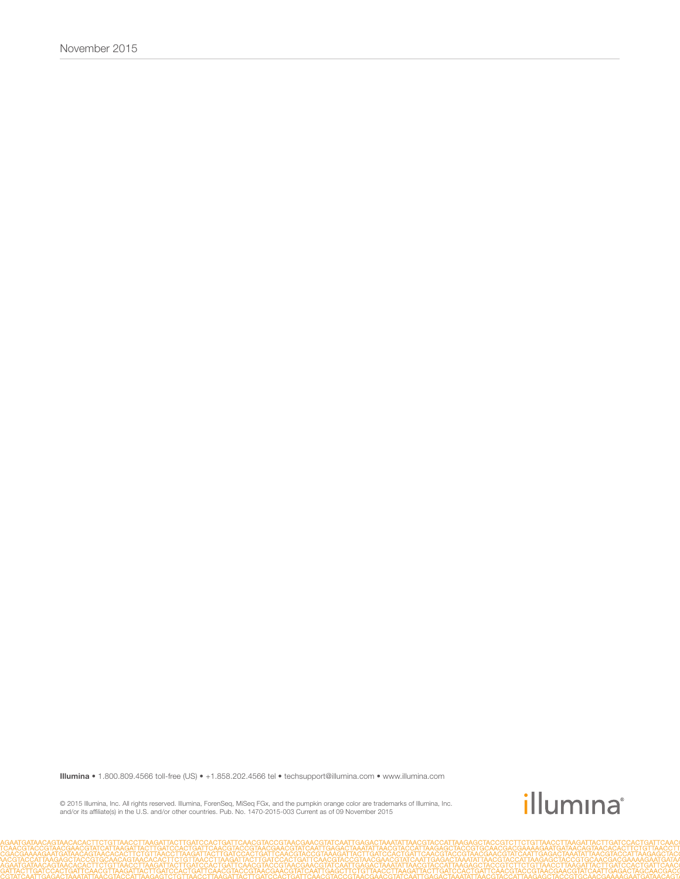November 2015

**Illumina** • 1.800.809.4566 toll-free (US) • +1.858.202.4566 tel • techsupport@illumina.com • www.illumina.com

© 2015 Illumina, Inc. All rights reserved. Illumina, ForenSeq, MiSeq FGx, and the pumpkin orange color are trademarks of Illumina, Inc. and/or its affiliate(s) in the U.S. and/or other countries. Pub. No. 1470-2015-003 Current as of 09 November 2015